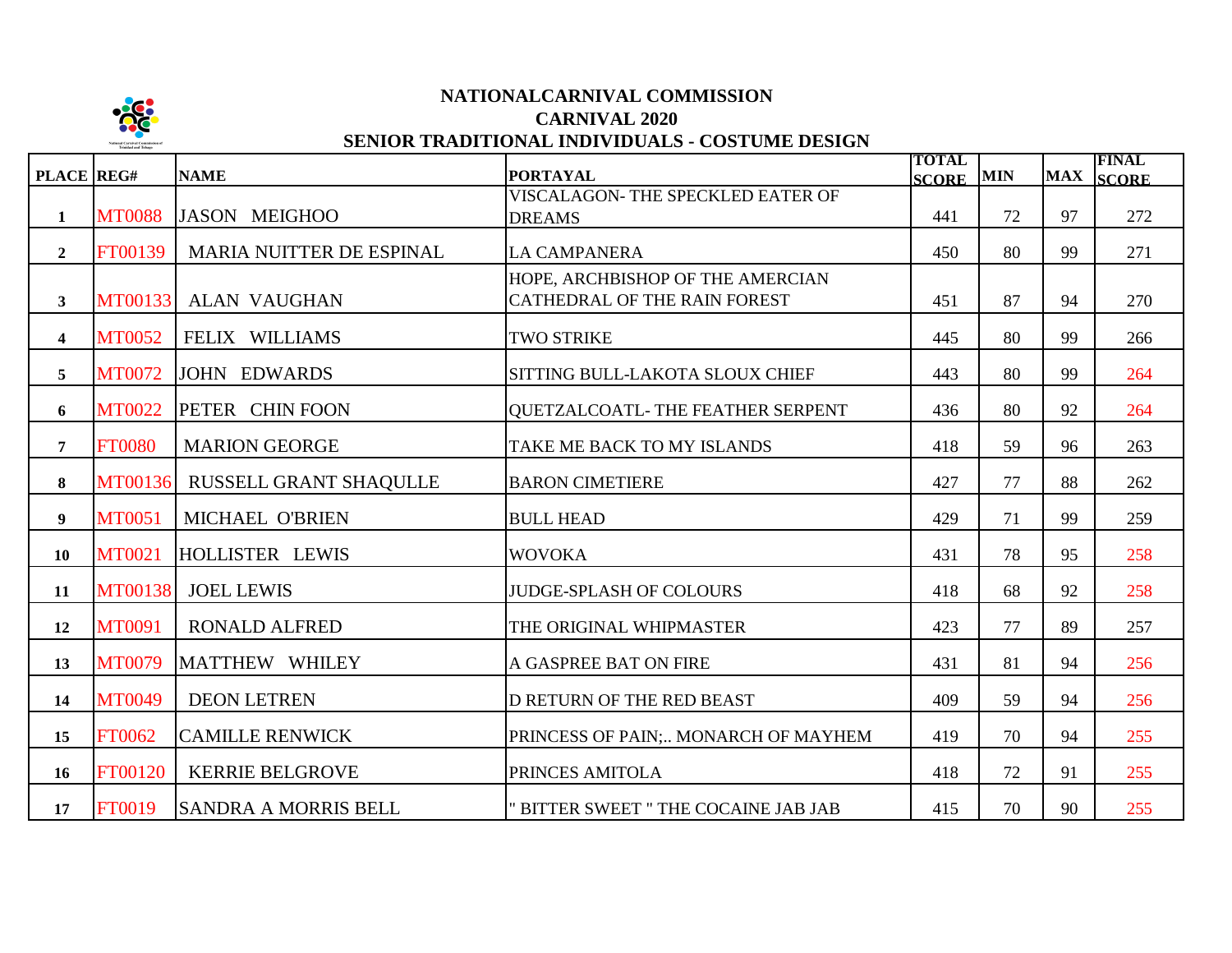# NATIONALCARNIVAL COMMISSION
## CARNIVAL 2020
### SENIOR TRADITIONAL INDIVIDUALS - COSTUME DESIGN

| PLACE | REG# | NAME | PORTAYAL | TOTAL SCORE | MIN | MAX | FINAL SCORE |
|---|---|---|---|---|---|---|---|
| 1 | MT0088 | JASON MEIGHOO | VISCALAGON- THE SPECKLED EATER OF DREAMS | 441 | 72 | 97 | 272 |
| 2 | FT00139 | MARIA NUITTER DE ESPINAL | LA CAMPANERA | 450 | 80 | 99 | 271 |
| 3 | MT00133 | ALAN VAUGHAN | HOPE, ARCHBISHOP OF THE AMERCIAN CATHEDRAL OF THE RAIN FOREST | 451 | 87 | 94 | 270 |
| 4 | MT0052 | FELIX WILLIAMS | TWO STRIKE | 445 | 80 | 99 | 266 |
| 5 | MT0072 | JOHN EDWARDS | SITTING BULL-LAKOTA SLOUX CHIEF | 443 | 80 | 99 | 264 |
| 6 | MT0022 | PETER CHIN FOON | QUETZALCOATL- THE FEATHER SERPENT | 436 | 80 | 92 | 264 |
| 7 | FT0080 | MARION GEORGE | TAKE ME BACK TO MY ISLANDS | 418 | 59 | 96 | 263 |
| 8 | MT00136 | RUSSELL GRANT SHAQULLE | BARON CIMETIERE | 427 | 77 | 88 | 262 |
| 9 | MT0051 | MICHAEL O'BRIEN | BULL HEAD | 429 | 71 | 99 | 259 |
| 10 | MT0021 | HOLLISTER LEWIS | WOVOKA | 431 | 78 | 95 | 258 |
| 11 | MT00138 | JOEL LEWIS | JUDGE-SPLASH OF COLOURS | 418 | 68 | 92 | 258 |
| 12 | MT0091 | RONALD ALFRED | THE ORIGINAL WHIPMASTER | 423 | 77 | 89 | 257 |
| 13 | MT0079 | MATTHEW WHILEY | A GASPREE BAT ON FIRE | 431 | 81 | 94 | 256 |
| 14 | MT0049 | DEON LETREN | D RETURN OF THE RED BEAST | 409 | 59 | 94 | 256 |
| 15 | FT0062 | CAMILLE RENWICK | PRINCESS OF PAIN;.. MONARCH OF MAYHEM | 419 | 70 | 94 | 255 |
| 16 | FT00120 | KERRIE BELGROVE | PRINCES AMITOLA | 418 | 72 | 91 | 255 |
| 17 | FT0019 | SANDRA A MORRIS BELL | " BITTER SWEET " THE COCAINE JAB JAB | 415 | 70 | 90 | 255 |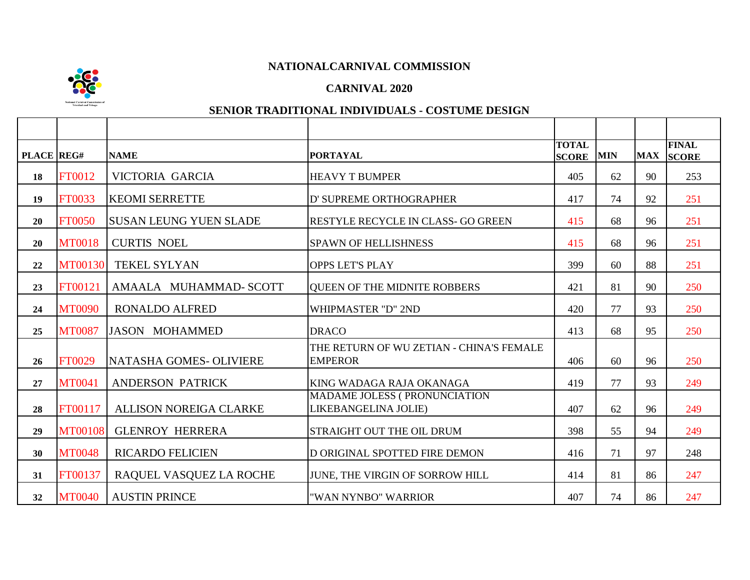**NATIONALCARNIVAL COMMISSION**

**CARNIVAL 2020**

**SENIOR TRADITIONAL INDIVIDUALS - COSTUME DESIGN**

| PLACE | REG# | NAME | PORTAYAL | TOTAL SCORE | MIN | MAX | FINAL SCORE |
|---|---|---|---|---|---|---|---|
| 18 | FT0012 | VICTORIA GARCIA | HEAVY T BUMPER | 405 | 62 | 90 | 253 |
| 19 | FT0033 | KEOMI SERRETTE | D' SUPREME ORTHOGRAPHER | 417 | 74 | 92 | 251 |
| 20 | FT0050 | SUSAN LEUNG YUEN SLADE | RESTYLE RECYCLE IN CLASS- GO GREEN | 415 | 68 | 96 | 251 |
| 20 | MT0018 | CURTIS NOEL | SPAWN OF HELLISHNESS | 415 | 68 | 96 | 251 |
| 22 | MT00130 | TEKEL SYLYAN | OPPS LET'S PLAY | 399 | 60 | 88 | 251 |
| 23 | FT00121 | AMAALA MUHAMMAD- SCOTT | QUEEN OF THE MIDNITE ROBBERS | 421 | 81 | 90 | 250 |
| 24 | MT0090 | RONALDO ALFRED | WHIPMASTER "D" 2ND | 420 | 77 | 93 | 250 |
| 25 | MT0087 | JASON MOHAMMED | DRACO | 413 | 68 | 95 | 250 |
| 26 | FT0029 | NATASHA GOMES- OLIVIERE | THE RETURN OF WU ZETIAN - CHINA'S FEMALE EMPEROR | 406 | 60 | 96 | 250 |
| 27 | MT0041 | ANDERSON PATRICK | KING WADAGA RAJA OKANAGA | 419 | 77 | 93 | 249 |
| 28 | FT00117 | ALLISON NOREIGA CLARKE | MADAME JOLESS ( PRONUNCIATION LIKEBANGELINA JOLIE) | 407 | 62 | 96 | 249 |
| 29 | MT00108 | GLENROY HERRERA | STRAIGHT OUT THE OIL DRUM | 398 | 55 | 94 | 249 |
| 30 | MT0048 | RICARDO FELICIEN | D ORIGINAL SPOTTED FIRE DEMON | 416 | 71 | 97 | 248 |
| 31 | FT00137 | RAQUEL VASQUEZ LA ROCHE | JUNE, THE VIRGIN OF SORROW HILL | 414 | 81 | 86 | 247 |
| 32 | MT0040 | AUSTIN PRINCE | "WAN NYNBO" WARRIOR | 407 | 74 | 86 | 247 |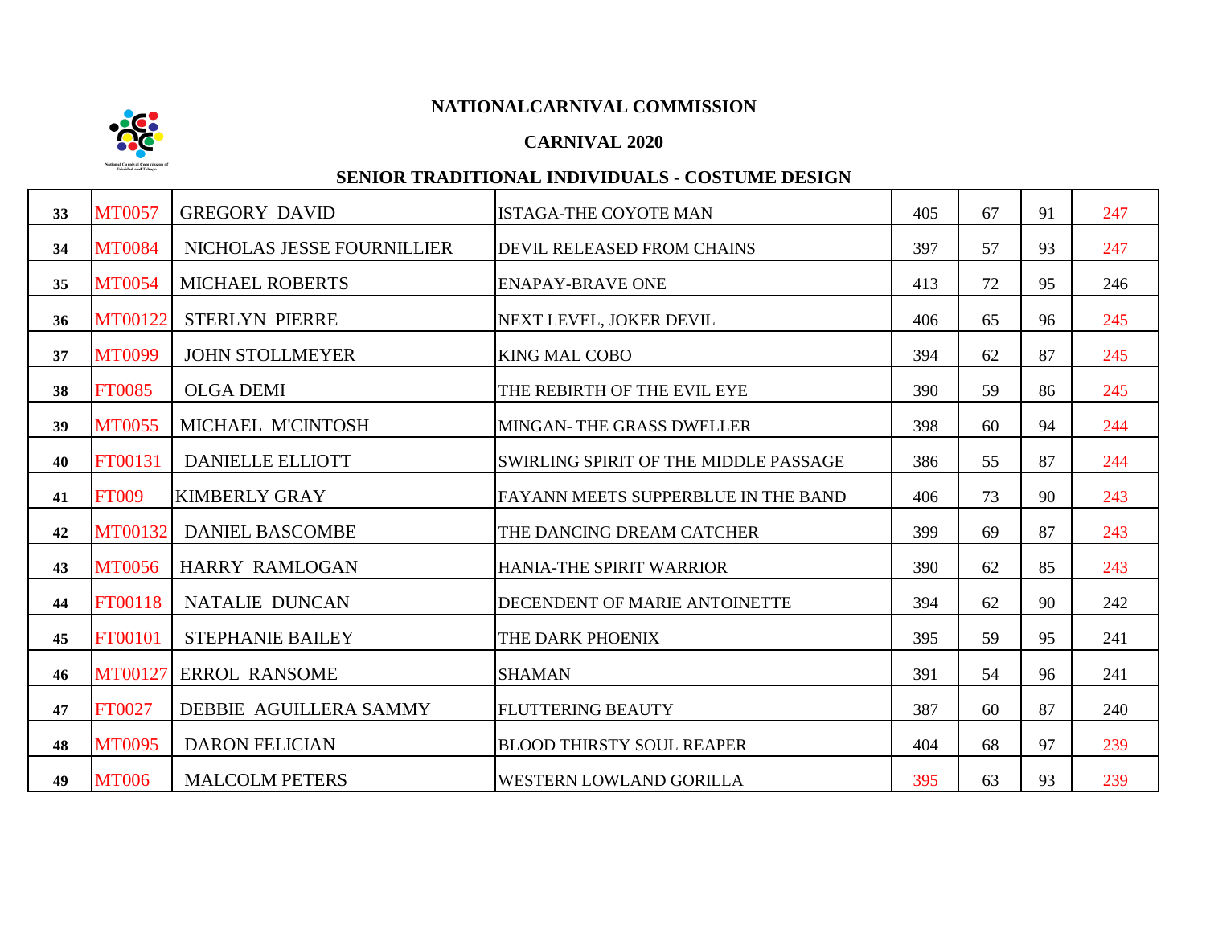**NATIONALCARNIVAL COMMISSION**

**CARNIVAL 2020**

**SENIOR TRADITIONAL INDIVIDUALS - COSTUME DESIGN**

| | | | | | | | |
|---|---|---|---|---|---|---|---|
| **33** | MT0057 | GREGORY DAVID | ISTAGA-THE COYOTE MAN | 405 | 67 | 91 | 247 |
| **34** | MT0084 | NICHOLAS JESSE FOURNILLIER | DEVIL RELEASED FROM CHAINS | 397 | 57 | 93 | 247 |
| **35** | MT0054 | MICHAEL ROBERTS | ENAPAY-BRAVE ONE | 413 | 72 | 95 | 246 |
| **36** | MT00122 | STERLYN PIERRE | NEXT LEVEL, JOKER DEVIL | 406 | 65 | 96 | 245 |
| **37** | MT0099 | JOHN STOLLMEYER | KING MAL COBO | 394 | 62 | 87 | 245 |
| **38** | FT0085 | OLGA DEMI | THE REBIRTH OF THE EVIL EYE | 390 | 59 | 86 | 245 |
| **39** | MT0055 | MICHAEL M'CINTOSH | MINGAN- THE GRASS DWELLER | 398 | 60 | 94 | 244 |
| **40** | FT00131 | DANIELLE ELLIOTT | SWIRLING SPIRIT OF THE MIDDLE PASSAGE | 386 | 55 | 87 | 244 |
| **41** | FT009 | KIMBERLY GRAY | FAYANN MEETS SUPPERBLUE IN THE BAND | 406 | 73 | 90 | 243 |
| **42** | MT00132 | DANIEL BASCOMBE | THE DANCING DREAM CATCHER | 399 | 69 | 87 | 243 |
| **43** | MT0056 | HARRY RAMLOGAN | HANIA-THE SPIRIT WARRIOR | 390 | 62 | 85 | 243 |
| **44** | FT00118 | NATALIE DUNCAN | DECENDENT OF MARIE ANTOINETTE | 394 | 62 | 90 | 242 |
| **45** | FT00101 | STEPHANIE BAILEY | THE DARK PHOENIX | 395 | 59 | 95 | 241 |
| **46** | MT00127 | ERROL RANSOME | SHAMAN | 391 | 54 | 96 | 241 |
| **47** | FT0027 | DEBBIE AGUILLERA SAMMY | FLUTTERING BEAUTY | 387 | 60 | 87 | 240 |
| **48** | MT0095 | DARON FELICIAN | BLOOD THIRSTY SOUL REAPER | 404 | 68 | 97 | 239 |
| **49** | MT006 | MALCOLM PETERS | WESTERN LOWLAND GORILLA | 395 | 63 | 93 | 239 |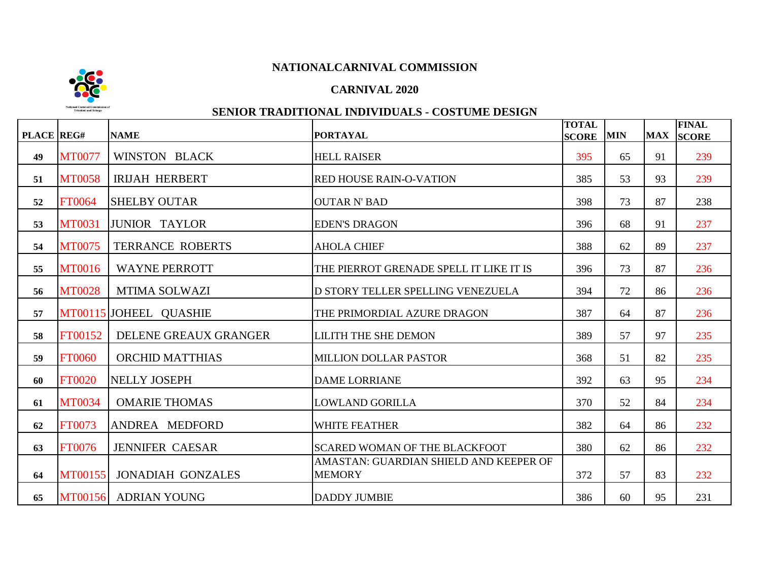NATIONALCARNIVAL COMMISSION

CARNIVAL 2020

SENIOR TRADITIONAL INDIVIDUALS - COSTUME DESIGN

| PLACE | REG# | NAME | PORTAYAL | TOTAL SCORE | MIN | MAX | FINAL SCORE |
|---|---|---|---|---|---|---|---|
| 49 | MT0077 | WINSTON BLACK | HELL RAISER | 395 | 65 | 91 | 239 |
| 51 | MT0058 | IRIJAH HERBERT | RED HOUSE RAIN-O-VATION | 385 | 53 | 93 | 239 |
| 52 | FT0064 | SHELBY OUTAR | OUTAR N' BAD | 398 | 73 | 87 | 238 |
| 53 | MT0031 | JUNIOR TAYLOR | EDEN'S DRAGON | 396 | 68 | 91 | 237 |
| 54 | MT0075 | TERRANCE ROBERTS | AHOLA CHIEF | 388 | 62 | 89 | 237 |
| 55 | MT0016 | WAYNE PERROTT | THE PIERROT GRENADE SPELL IT LIKE IT IS | 396 | 73 | 87 | 236 |
| 56 | MT0028 | MTIMA SOLWAZI | D STORY TELLER SPELLING VENEZUELA | 394 | 72 | 86 | 236 |
| 57 | MT00115 | JOHEEL QUASHIE | THE PRIMORDIAL AZURE DRAGON | 387 | 64 | 87 | 236 |
| 58 | FT00152 | DELENE GREAUX GRANGER | LILITH THE SHE DEMON | 389 | 57 | 97 | 235 |
| 59 | FT0060 | ORCHID MATTHIAS | MILLION DOLLAR PASTOR | 368 | 51 | 82 | 235 |
| 60 | FT0020 | NELLY JOSEPH | DAME LORRIANE | 392 | 63 | 95 | 234 |
| 61 | MT0034 | OMARIE THOMAS | LOWLAND GORILLA | 370 | 52 | 84 | 234 |
| 62 | FT0073 | ANDREA MEDFORD | WHITE FEATHER | 382 | 64 | 86 | 232 |
| 63 | FT0076 | JENNIFER CAESAR | SCARED WOMAN OF THE BLACKFOOT | 380 | 62 | 86 | 232 |
| 64 | MT00155 | JONADIAH GONZALES | AMASTAN: GUARDIAN SHIELD AND KEEPER OF MEMORY | 372 | 57 | 83 | 232 |
| 65 | MT00156 | ADRIAN YOUNG | DADDY JUMBIE | 386 | 60 | 95 | 231 |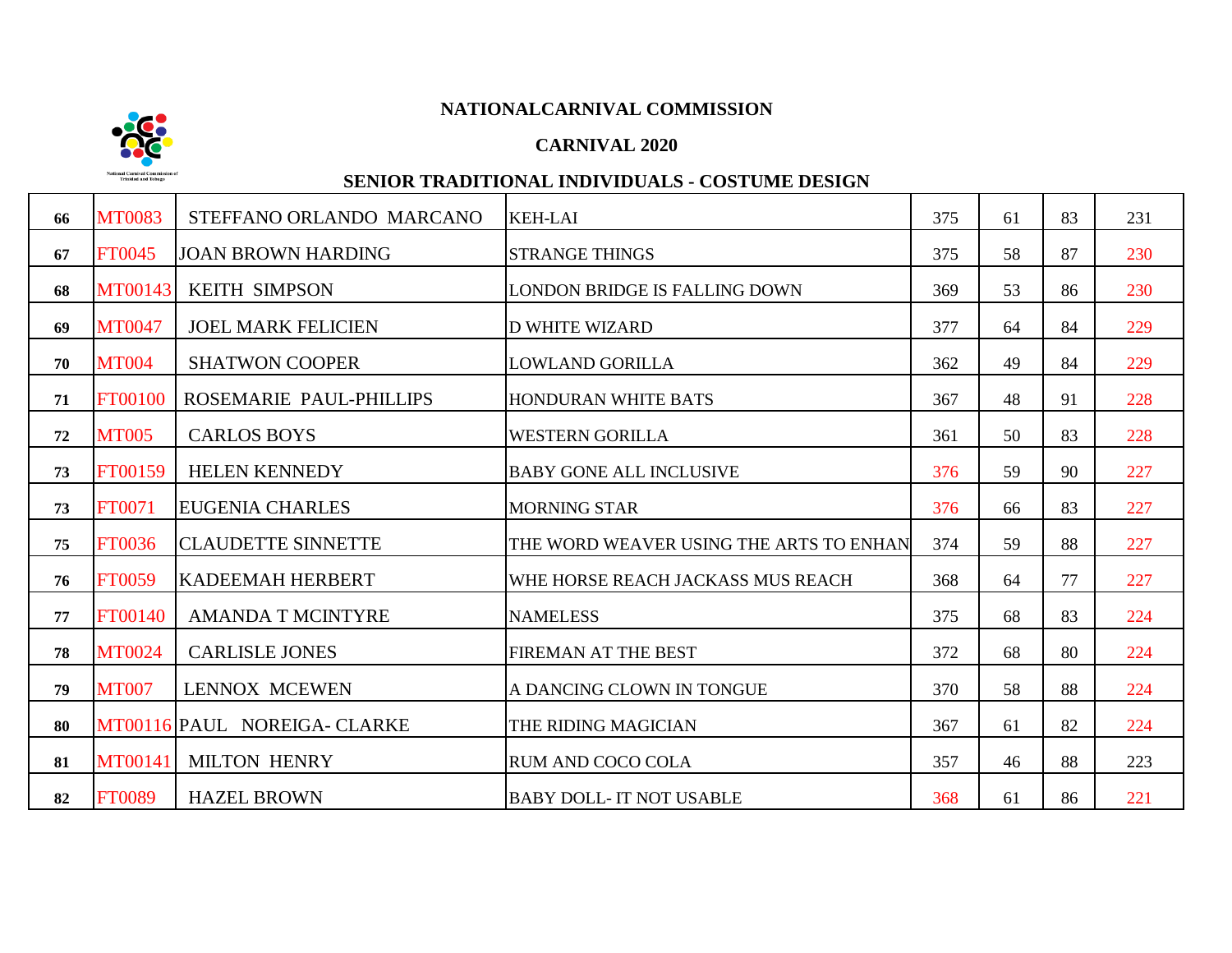# NATIONALCARNIVAL COMMISSION

## CARNIVAL 2020

## SENIOR TRADITIONAL INDIVIDUALS - COSTUME DESIGN

| | | | | | | | |
|---|---|---|---|---|---|---|---|
| 66 | MT0083 | STEFFANO ORLANDO MARCANO | KEH-LAI | 375 | 61 | 83 | 231 |
| 67 | FT0045 | JOAN BROWN HARDING | STRANGE THINGS | 375 | 58 | 87 | 230 |
| 68 | MT00143 | KEITH SIMPSON | LONDON BRIDGE IS FALLING DOWN | 369 | 53 | 86 | 230 |
| 69 | MT0047 | JOEL MARK FELICIEN | D WHITE WIZARD | 377 | 64 | 84 | 229 |
| 70 | MT004 | SHATWON COOPER | LOWLAND GORILLA | 362 | 49 | 84 | 229 |
| 71 | FT00100 | ROSEMARIE PAUL-PHILLIPS | HONDURAN WHITE BATS | 367 | 48 | 91 | 228 |
| 72 | MT005 | CARLOS BOYS | WESTERN GORILLA | 361 | 50 | 83 | 228 |
| 73 | FT00159 | HELEN KENNEDY | BABY GONE ALL INCLUSIVE | 376 | 59 | 90 | 227 |
| 73 | FT0071 | EUGENIA CHARLES | MORNING STAR | 376 | 66 | 83 | 227 |
| 75 | FT0036 | CLAUDETTE SINNETTE | THE WORD WEAVER USING THE ARTS TO ENHAN | 374 | 59 | 88 | 227 |
| 76 | FT0059 | KADEEMAH HERBERT | WHE HORSE REACH JACKASS MUS REACH | 368 | 64 | 77 | 227 |
| 77 | FT00140 | AMANDA T MCINTYRE | NAMELESS | 375 | 68 | 83 | 224 |
| 78 | MT0024 | CARLISLE JONES | FIREMAN AT THE BEST | 372 | 68 | 80 | 224 |
| 79 | MT007 | LENNOX MCEWEN | A DANCING CLOWN IN TONGUE | 370 | 58 | 88 | 224 |
| 80 | MT00116 | PAUL NOREIGA- CLARKE | THE RIDING MAGICIAN | 367 | 61 | 82 | 224 |
| 81 | MT00141 | MILTON HENRY | RUM AND COCO COLA | 357 | 46 | 88 | 223 |
| 82 | FT0089 | HAZEL BROWN | BABY DOLL- IT NOT USABLE | 368 | 61 | 86 | 221 |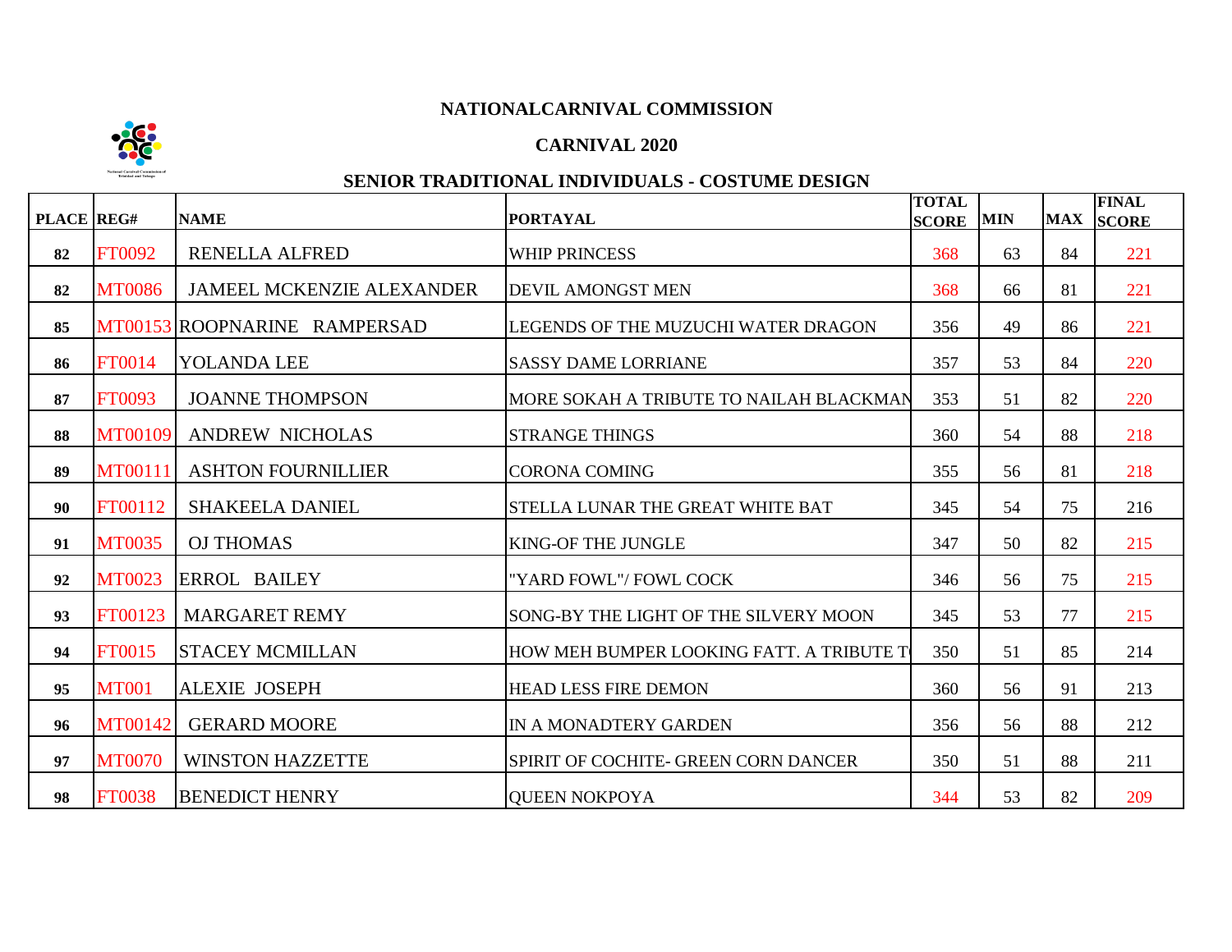## NATIONALCARNIVAL COMMISSION

### CARNIVAL 2020

### SENIOR TRADITIONAL INDIVIDUALS - COSTUME DESIGN

| PLACE | REG# | NAME | PORTAYAL | TOTAL SCORE | MIN | MAX | FINAL SCORE |
|---|---|---|---|---|---|---|---|
| 82 | FT0092 | RENELLA ALFRED | WHIP PRINCESS | 368 | 63 | 84 | 221 |
| 82 | MT0086 | JAMEEL MCKENZIE ALEXANDER | DEVIL AMONGST MEN | 368 | 66 | 81 | 221 |
| 85 | MT00153 | ROOPNARINE RAMPERSAD | LEGENDS OF THE MUZUCHI WATER DRAGON | 356 | 49 | 86 | 221 |
| 86 | FT0014 | YOLANDA LEE | SASSY DAME LORRIANE | 357 | 53 | 84 | 220 |
| 87 | FT0093 | JOANNE THOMPSON | MORE SOKAH A TRIBUTE TO NAILAH BLACKMAN | 353 | 51 | 82 | 220 |
| 88 | MT00109 | ANDREW NICHOLAS | STRANGE THINGS | 360 | 54 | 88 | 218 |
| 89 | MT00111 | ASHTON FOURNILLIER | CORONA COMING | 355 | 56 | 81 | 218 |
| 90 | FT00112 | SHAKEELA DANIEL | STELLA LUNAR THE GREAT WHITE BAT | 345 | 54 | 75 | 216 |
| 91 | MT0035 | OJ THOMAS | KING-OF THE JUNGLE | 347 | 50 | 82 | 215 |
| 92 | MT0023 | ERROL BAILEY | "YARD FOWL"/ FOWL COCK | 346 | 56 | 75 | 215 |
| 93 | FT00123 | MARGARET REMY | SONG-BY THE LIGHT OF THE SILVERY MOON | 345 | 53 | 77 | 215 |
| 94 | FT0015 | STACEY MCMILLAN | HOW MEH BUMPER LOOKING FATT. A TRIBUTE T | 350 | 51 | 85 | 214 |
| 95 | MT001 | ALEXIE JOSEPH | HEAD LESS FIRE DEMON | 360 | 56 | 91 | 213 |
| 96 | MT00142 | GERARD MOORE | IN A MONADTERY GARDEN | 356 | 56 | 88 | 212 |
| 97 | MT0070 | WINSTON HAZZETTE | SPIRIT OF COCHITE- GREEN CORN DANCER | 350 | 51 | 88 | 211 |
| 98 | FT0038 | BENEDICT HENRY | QUEEN NOKPOYA | 344 | 53 | 82 | 209 |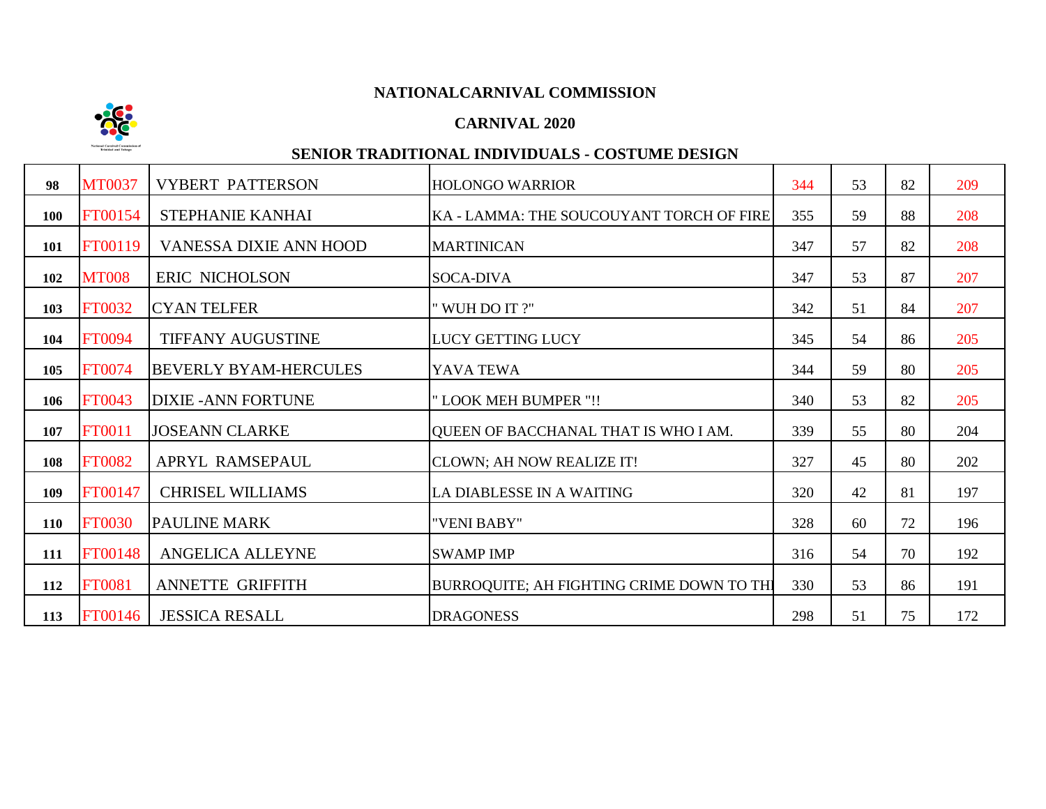**NATIONALCARNIVAL COMMISSION**

**CARNIVAL 2020**

**SENIOR TRADITIONAL INDIVIDUALS - COSTUME DESIGN**

| | | | | | | | |
|---|---|---|---|---|---|---|---|
| **98** | MT0037 | VYBERT PATTERSON | HOLONGO WARRIOR | 344 | 53 | 82 | 209 |
| **100** | FT00154 | STEPHANIE KANHAI | KA - LAMMA: THE SOUCOUYANT TORCH OF FIRE | 355 | 59 | 88 | 208 |
| **101** | FT00119 | VANESSA DIXIE ANN HOOD | MARTINICAN | 347 | 57 | 82 | 208 |
| **102** | MT008 | ERIC NICHOLSON | SOCA-DIVA | 347 | 53 | 87 | 207 |
| **103** | FT0032 | CYAN TELFER | " WUH DO IT ?" | 342 | 51 | 84 | 207 |
| **104** | FT0094 | TIFFANY AUGUSTINE | LUCY GETTING LUCY | 345 | 54 | 86 | 205 |
| **105** | FT0074 | BEVERLY BYAM-HERCULES | YAVA TEWA | 344 | 59 | 80 | 205 |
| **106** | FT0043 | DIXIE -ANN FORTUNE | " LOOK MEH BUMPER "!! | 340 | 53 | 82 | 205 |
| **107** | FT0011 | JOSEANN CLARKE | QUEEN OF BACCHANAL THAT IS WHO I AM. | 339 | 55 | 80 | 204 |
| **108** | FT0082 | APRYL RAMSEPAUL | CLOWN; AH NOW REALIZE IT! | 327 | 45 | 80 | 202 |
| **109** | FT00147 | CHRISEL WILLIAMS | LA DIABLESSE IN A WAITING | 320 | 42 | 81 | 197 |
| **110** | FT0030 | PAULINE MARK | "VENI BABY" | 328 | 60 | 72 | 196 |
| **111** | FT00148 | ANGELICA ALLEYNE | SWAMP IMP | 316 | 54 | 70 | 192 |
| **112** | FT0081 | ANNETTE GRIFFITH | BURROQUITE; AH FIGHTING CRIME DOWN TO THI | 330 | 53 | 86 | 191 |
| **113** | FT00146 | JESSICA RESALL | DRAGONESS | 298 | 51 | 75 | 172 |